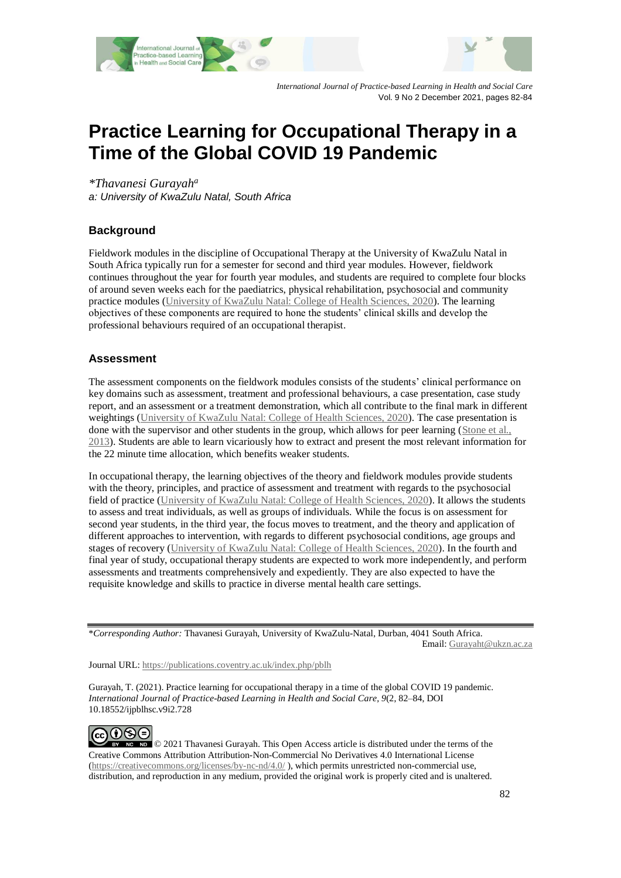# Practice Learning for Occupational Therapy in a Time of the Global COVID 19 Pandemic

*\*Thavanesi Gurayah[a]*

*a: University of KwaZulu Natal, South Africa*

## Background

Fieldwork modules in the discipline of Occupational Therapy at the University of KwaZulu Natal in South Africa typically run for a semester for second and third year modules. However, fieldwork continues throughout the year for fourth year modules, and students are required to complete four blocks of around seven weeks each for the paediatrics, physical rehabilitation, psychosocial and community practice modules (University of KwaZulu Natal: College of Health Sciences, 2020). The learning objectives of these components are required to hone the students' clinical skills and develop the professional behaviours required of an occupational therapist.

## Assessment

The assessment components on the fieldwork modules consists of the students' clinical performance on key domains such as assessment, treatment and professional behaviours, a case presentation, case study report, and an assessment or a treatment demonstration, which all contribute to the final mark in different weightings (University of KwaZulu Natal: College of Health Sciences, 2020). The case presentation is done with the supervisor and other students in the group, which allows for peer learning (Stone et al., 2013). Students are able to learn vicariously how to extract and present the most relevant information for the 22 minute time allocation, which benefits weaker students.

In occupational therapy, the learning objectives of the theory and fieldwork modules provide students with the theory, principles, and practice of assessment and treatment with regards to the psychosocial field of practice (University of KwaZulu Natal: College of Health Sciences, 2020). It allows the students to assess and treat individuals, as well as groups of individuals. While the focus is on assessment for second year students, in the third year, the focus moves to treatment, and the theory and application of different approaches to intervention, with regards to different psychosocial conditions, age groups and stages of recovery (University of KwaZulu Natal: College of Health Sciences, 2020). In the fourth and final year of study, occupational therapy students are expected to work more independently, and perform assessments and treatments comprehensively and expediently. They are also expected to have the requisite knowledge and skills to practice in diverse mental health care settings.

---

\**Corresponding Author:* Thavanesi Gurayah, University of KwaZulu-Natal, Durban, 4041 South Africa.
Email: Gurayaht@ukzn.ac.za

Journal URL: https://publications.coventry.ac.uk/index.php/pblh

Gurayah, T. (2021). Practice learning for occupational therapy in a time of the global COVID 19 pandemic. *International Journal of Practice-based Learning in Health and Social Care*, *9*(2, 82–84, DOI 10.18552/ijpblhsc.v9i2.728

© 2021 Thavanesi Gurayah. This Open Access article is distributed under the terms of the Creative Commons Attribution Attribution-Non-Commercial No Derivatives 4.0 International License (https://creativecommons.org/licenses/by-nc-nd/4.0/ ), which permits unrestricted non-commercial use, distribution, and reproduction in any medium, provided the original work is properly cited and is unaltered.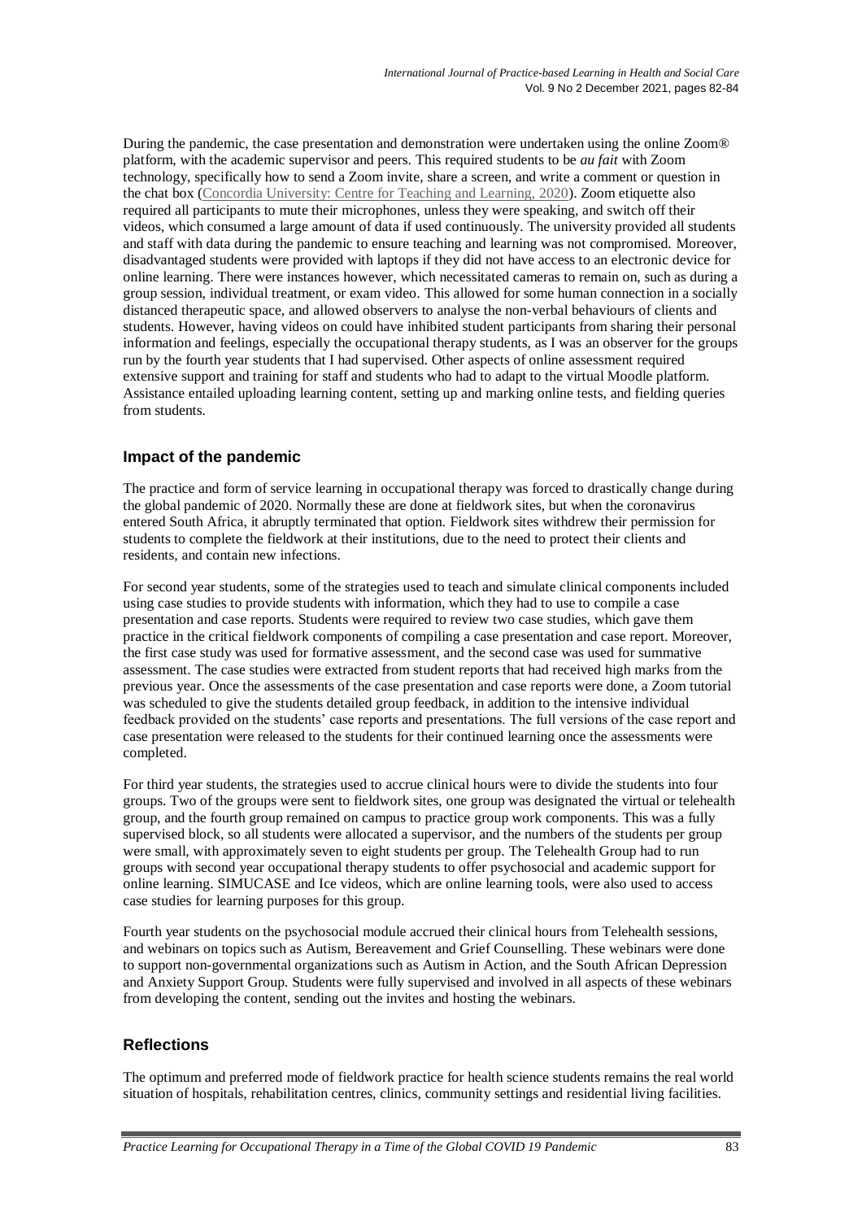During the pandemic, the case presentation and demonstration were undertaken using the online Zoom® platform, with the academic supervisor and peers. This required students to be *au fait* with Zoom technology, specifically how to send a Zoom invite, share a screen, and write a comment or question in the chat box (Concordia University: Centre for Teaching and Learning, 2020). Zoom etiquette also required all participants to mute their microphones, unless they were speaking, and switch off their videos, which consumed a large amount of data if used continuously. The university provided all students and staff with data during the pandemic to ensure teaching and learning was not compromised. Moreover, disadvantaged students were provided with laptops if they did not have access to an electronic device for online learning. There were instances however, which necessitated cameras to remain on, such as during a group session, individual treatment, or exam video. This allowed for some human connection in a socially distanced therapeutic space, and allowed observers to analyse the non-verbal behaviours of clients and students. However, having videos on could have inhibited student participants from sharing their personal information and feelings, especially the occupational therapy students, as I was an observer for the groups run by the fourth year students that I had supervised. Other aspects of online assessment required extensive support and training for staff and students who had to adapt to the virtual Moodle platform. Assistance entailed uploading learning content, setting up and marking online tests, and fielding queries from students.

## Impact of the pandemic

The practice and form of service learning in occupational therapy was forced to drastically change during the global pandemic of 2020. Normally these are done at fieldwork sites, but when the coronavirus entered South Africa, it abruptly terminated that option. Fieldwork sites withdrew their permission for students to complete the fieldwork at their institutions, due to the need to protect their clients and residents, and contain new infections.

For second year students, some of the strategies used to teach and simulate clinical components included using case studies to provide students with information, which they had to use to compile a case presentation and case reports. Students were required to review two case studies, which gave them practice in the critical fieldwork components of compiling a case presentation and case report. Moreover, the first case study was used for formative assessment, and the second case was used for summative assessment. The case studies were extracted from student reports that had received high marks from the previous year. Once the assessments of the case presentation and case reports were done, a Zoom tutorial was scheduled to give the students detailed group feedback, in addition to the intensive individual feedback provided on the students' case reports and presentations. The full versions of the case report and case presentation were released to the students for their continued learning once the assessments were completed.

For third year students, the strategies used to accrue clinical hours were to divide the students into four groups. Two of the groups were sent to fieldwork sites, one group was designated the virtual or telehealth group, and the fourth group remained on campus to practice group work components. This was a fully supervised block, so all students were allocated a supervisor, and the numbers of the students per group were small, with approximately seven to eight students per group. The Telehealth Group had to run groups with second year occupational therapy students to offer psychosocial and academic support for online learning. SIMUCASE and Ice videos, which are online learning tools, were also used to access case studies for learning purposes for this group.

Fourth year students on the psychosocial module accrued their clinical hours from Telehealth sessions, and webinars on topics such as Autism, Bereavement and Grief Counselling. These webinars were done to support non-governmental organizations such as Autism in Action, and the South African Depression and Anxiety Support Group. Students were fully supervised and involved in all aspects of these webinars from developing the content, sending out the invites and hosting the webinars.

## Reflections

The optimum and preferred mode of fieldwork practice for health science students remains the real world situation of hospitals, rehabilitation centres, clinics, community settings and residential living facilities.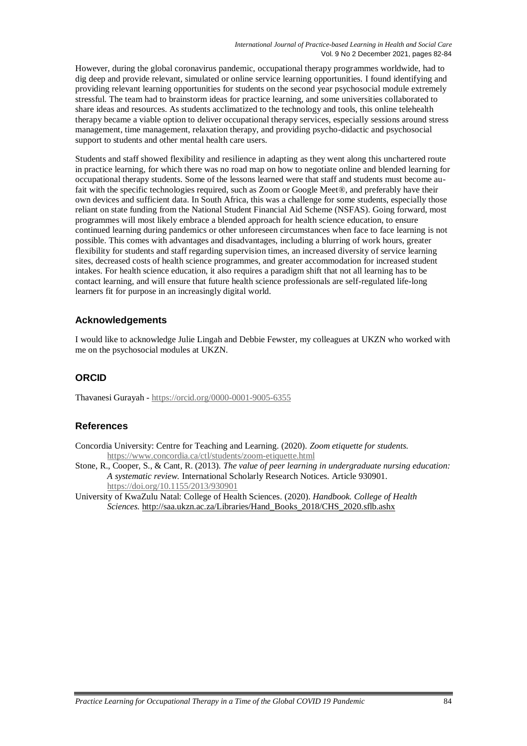However, during the global coronavirus pandemic, occupational therapy programmes worldwide, had to dig deep and provide relevant, simulated or online service learning opportunities. I found identifying and providing relevant learning opportunities for students on the second year psychosocial module extremely stressful. The team had to brainstorm ideas for practice learning, and some universities collaborated to share ideas and resources. As students acclimatized to the technology and tools, this online telehealth therapy became a viable option to deliver occupational therapy services, especially sessions around stress management, time management, relaxation therapy, and providing psycho-didactic and psychosocial support to students and other mental health care users.

Students and staff showed flexibility and resilience in adapting as they went along this unchartered route in practice learning, for which there was no road map on how to negotiate online and blended learning for occupational therapy students. Some of the lessons learned were that staff and students must become au-fait with the specific technologies required, such as Zoom or Google Meet®, and preferably have their own devices and sufficient data. In South Africa, this was a challenge for some students, especially those reliant on state funding from the National Student Financial Aid Scheme (NSFAS). Going forward, most programmes will most likely embrace a blended approach for health science education, to ensure continued learning during pandemics or other unforeseen circumstances when face to face learning is not possible. This comes with advantages and disadvantages, including a blurring of work hours, greater flexibility for students and staff regarding supervision times, an increased diversity of service learning sites, decreased costs of health science programmes, and greater accommodation for increased student intakes. For health science education, it also requires a paradigm shift that not all learning has to be contact learning, and will ensure that future health science professionals are self-regulated life-long learners fit for purpose in an increasingly digital world.

## Acknowledgements

I would like to acknowledge Julie Lingah and Debbie Fewster, my colleagues at UKZN who worked with me on the psychosocial modules at UKZN.

## ORCID

Thavanesi Gurayah - https://orcid.org/0000-0001-9005-6355

## References

Concordia University: Centre for Teaching and Learning. (2020). *Zoom etiquette for students.* https://www.concordia.ca/ctl/students/zoom-etiquette.html

Stone, R., Cooper, S., & Cant, R. (2013). *The value of peer learning in undergraduate nursing education: A systematic review.* International Scholarly Research Notices. Article 930901. https://doi.org/10.1155/2013/930901

University of KwaZulu Natal: College of Health Sciences. (2020). *Handbook. College of Health Sciences.* http://saa.ukzn.ac.za/Libraries/Hand_Books_2018/CHS_2020.sflb.ashx